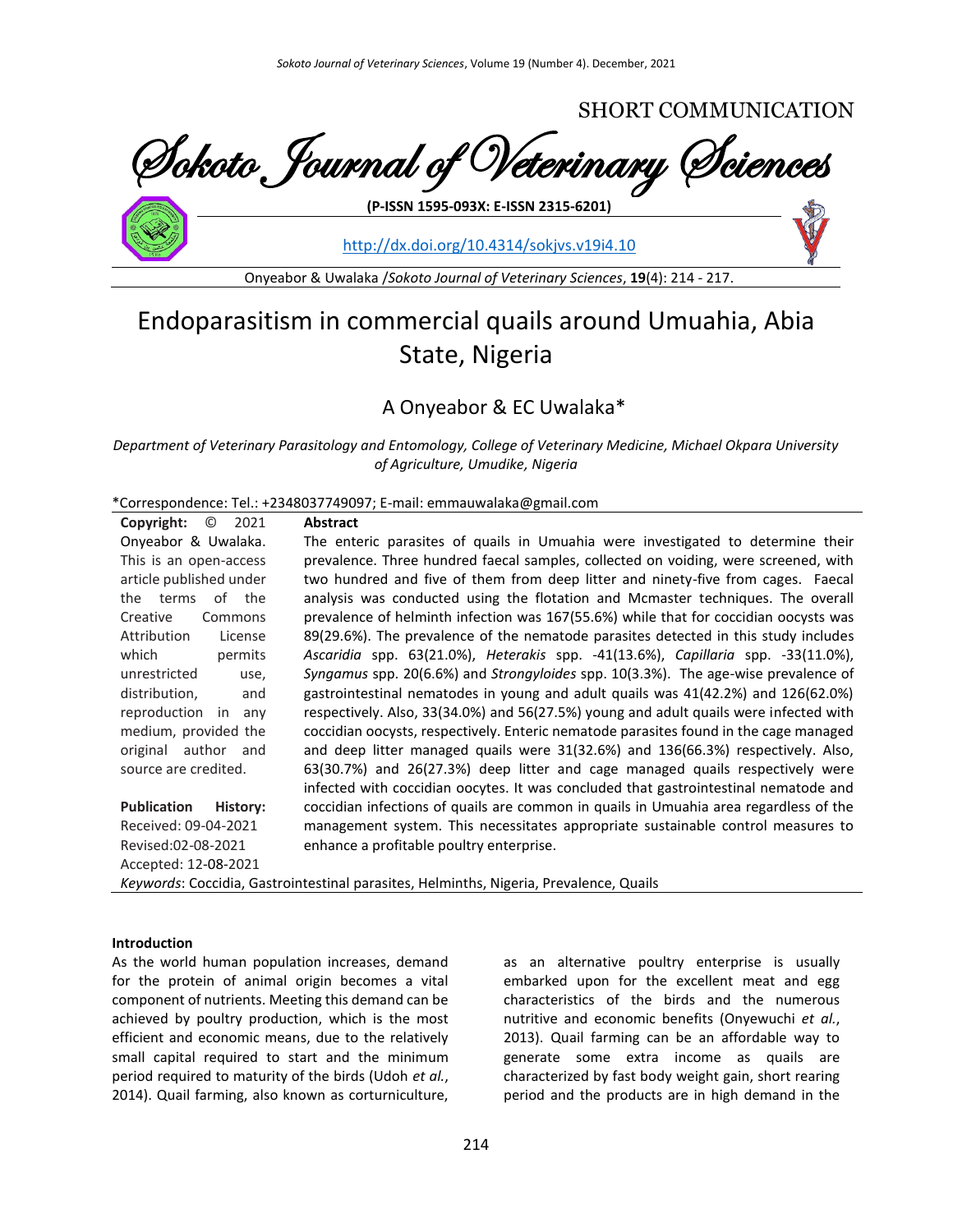SHORT COMMUNICATION

Sokoto Journal of Veterinary Sciences

(P-ISSN 1595-093X: E-ISSN 2315-6201)

http://dx.doi.org/10.4314/sokjvs.v19i4.10

# Endoparasitism in commercial quails around Umuahia, Abia State, Nigeria

A Onyeabor & EC Uwalaka*

*Department of Veterinary Parasitology and Entomology, College of Veterinary Medicine, Michael Okpara University of Agriculture, Umudike, Nigeria*

*Correspondence: Tel.: +2348037749097; E-mail: emmauwalaka@gmail.com

**Copyright:** © 2021 Onyeabor & Uwalaka. This is an open-access article published under the terms of the Creative Commons Attribution License which permits unrestricted use, distribution, and reproduction in any medium, provided the original author and source are credited.

**Publication History:**
Received: 09-04-2021
Revised:02-08-2021
Accepted: 12-08-2021

**Abstract**

The enteric parasites of quails in Umuahia were investigated to determine their prevalence. Three hundred faecal samples, collected on voiding, were screened, with two hundred and five of them from deep litter and ninety-five from cages. Faecal analysis was conducted using the flotation and Mcmaster techniques. The overall prevalence of helminth infection was 167(55.6%) while that for coccidian oocysts was 89(29.6%). The prevalence of the nematode parasites detected in this study includes *Ascaridia* spp. 63(21.0%), *Heterakis* spp. -41(13.6%), *Capillaria* spp. -33(11.0%), *Syngamus* spp. 20(6.6%) and *Strongyloides* spp. 10(3.3%). The age-wise prevalence of gastrointestinal nematodes in young and adult quails was 41(42.2%) and 126(62.0%) respectively. Also, 33(34.0%) and 56(27.5%) young and adult quails were infected with coccidian oocysts, respectively. Enteric nematode parasites found in the cage managed and deep litter managed quails were 31(32.6%) and 136(66.3%) respectively. Also, 63(30.7%) and 26(27.3%) deep litter and cage managed quails respectively were infected with coccidian oocytes. It was concluded that gastrointestinal nematode and coccidian infections of quails are common in quails in Umuahia area regardless of the management system. This necessitates appropriate sustainable control measures to enhance a profitable poultry enterprise.

*Keywords*: Coccidia, Gastrointestinal parasites, Helminths, Nigeria, Prevalence, Quails

**Introduction**

As the world human population increases, demand for the protein of animal origin becomes a vital component of nutrients. Meeting this demand can be achieved by poultry production, which is the most efficient and economic means, due to the relatively small capital required to start and the minimum period required to maturity of the birds (Udoh *et al.*, 2014). Quail farming, also known as corturniculture, as an alternative poultry enterprise is usually embarked upon for the excellent meat and egg characteristics of the birds and the numerous nutritive and economic benefits (Onyewuchi *et al.*, 2013). Quail farming can be an affordable way to generate some extra income as quails are characterized by fast body weight gain, short rearing period and the products are in high demand in the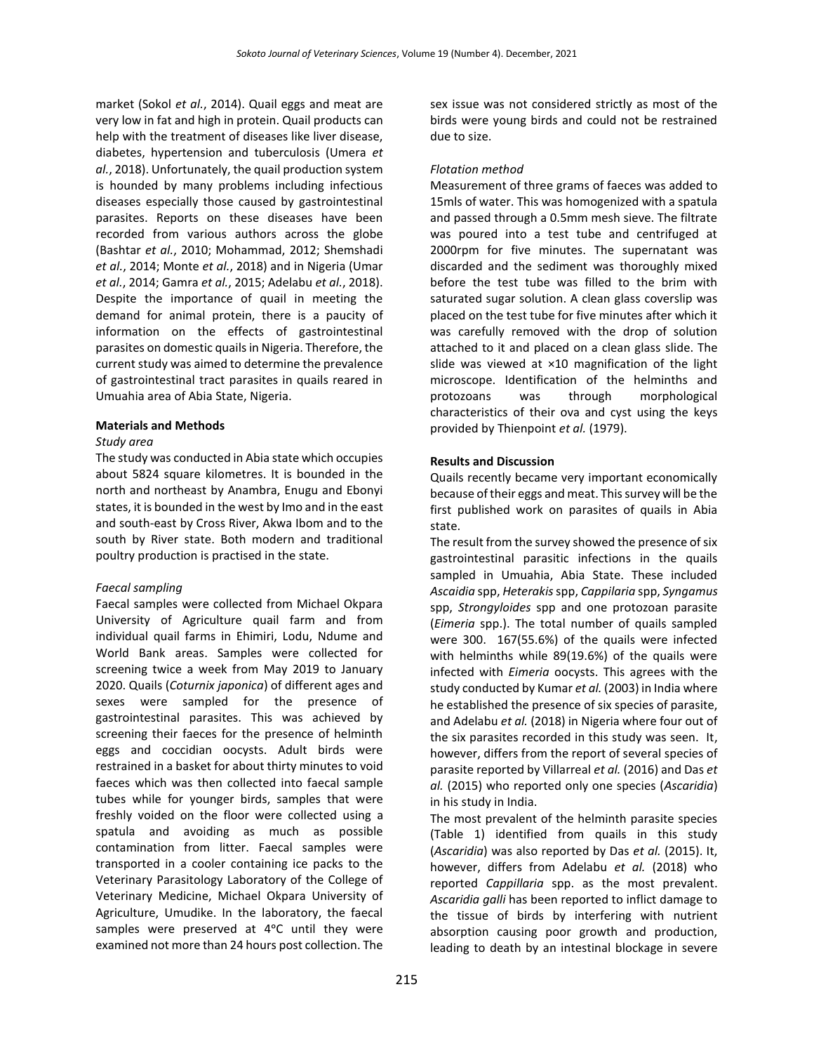market (Sokol *et al.*, 2014). Quail eggs and meat are very low in fat and high in protein. Quail products can help with the treatment of diseases like liver disease, diabetes, hypertension and tuberculosis (Umera *et al.*, 2018). Unfortunately, the quail production system is hounded by many problems including infectious diseases especially those caused by gastrointestinal parasites. Reports on these diseases have been recorded from various authors across the globe (Bashtar *et al.*, 2010; Mohammad, 2012; Shemshadi *et al.*, 2014; Monte *et al.*, 2018) and in Nigeria (Umar *et al.*, 2014; Gamra *et al.*, 2015; Adelabu *et al.*, 2018). Despite the importance of quail in meeting the demand for animal protein, there is a paucity of information on the effects of gastrointestinal parasites on domestic quails in Nigeria. Therefore, the current study was aimed to determine the prevalence of gastrointestinal tract parasites in quails reared in Umuahia area of Abia State, Nigeria.

## Materials and Methods

### *Study area*

The study was conducted in Abia state which occupies about 5824 square kilometres. It is bounded in the north and northeast by Anambra, Enugu and Ebonyi states, it is bounded in the west by Imo and in the east and south-east by Cross River, Akwa Ibom and to the south by River state. Both modern and traditional poultry production is practised in the state.

### *Faecal sampling*

Faecal samples were collected from Michael Okpara University of Agriculture quail farm and from individual quail farms in Ehimiri, Lodu, Ndume and World Bank areas. Samples were collected for screening twice a week from May 2019 to January 2020. Quails (*Coturnix japonica*) of different ages and sexes were sampled for the presence of gastrointestinal parasites. This was achieved by screening their faeces for the presence of helminth eggs and coccidian oocysts. Adult birds were restrained in a basket for about thirty minutes to void faeces which was then collected into faecal sample tubes while for younger birds, samples that were freshly voided on the floor were collected using a spatula and avoiding as much as possible contamination from litter. Faecal samples were transported in a cooler containing ice packs to the Veterinary Parasitology Laboratory of the College of Veterinary Medicine, Michael Okpara University of Agriculture, Umudike. In the laboratory, the faecal samples were preserved at 4°C until they were examined not more than 24 hours post collection. The sex issue was not considered strictly as most of the birds were young birds and could not be restrained due to size.

### *Flotation method*

Measurement of three grams of faeces was added to 15mls of water. This was homogenized with a spatula and passed through a 0.5mm mesh sieve. The filtrate was poured into a test tube and centrifuged at 2000rpm for five minutes. The supernatant was discarded and the sediment was thoroughly mixed before the test tube was filled to the brim with saturated sugar solution. A clean glass coverslip was placed on the test tube for five minutes after which it was carefully removed with the drop of solution attached to it and placed on a clean glass slide. The slide was viewed at ×10 magnification of the light microscope. Identification of the helminths and protozoans was through morphological characteristics of their ova and cyst using the keys provided by Thienpoint *et al.* (1979).

## Results and Discussion

Quails recently became very important economically because of their eggs and meat. This survey will be the first published work on parasites of quails in Abia state.

The result from the survey showed the presence of six gastrointestinal parasitic infections in the quails sampled in Umuahia, Abia State. These included *Ascaidia* spp, *Heterakis* spp, *Cappilaria* spp, *Syngamus* spp, *Strongyloides* spp and one protozoan parasite (*Eimeria* spp.). The total number of quails sampled were 300. 167(55.6%) of the quails were infected with helminths while 89(19.6%) of the quails were infected with *Eimeria* oocysts. This agrees with the study conducted by Kumar *et al.* (2003) in India where he established the presence of six species of parasite, and Adelabu *et al.* (2018) in Nigeria where four out of the six parasites recorded in this study was seen. It, however, differs from the report of several species of parasite reported by Villarreal *et al.* (2016) and Das *et al.* (2015) who reported only one species (*Ascaridia*) in his study in India.

The most prevalent of the helminth parasite species (Table 1) identified from quails in this study (*Ascaridia*) was also reported by Das *et al.* (2015). It, however, differs from Adelabu *et al.* (2018) who reported *Cappillaria* spp. as the most prevalent. *Ascaridia galli* has been reported to inflict damage to the tissue of birds by interfering with nutrient absorption causing poor growth and production, leading to death by an intestinal blockage in severe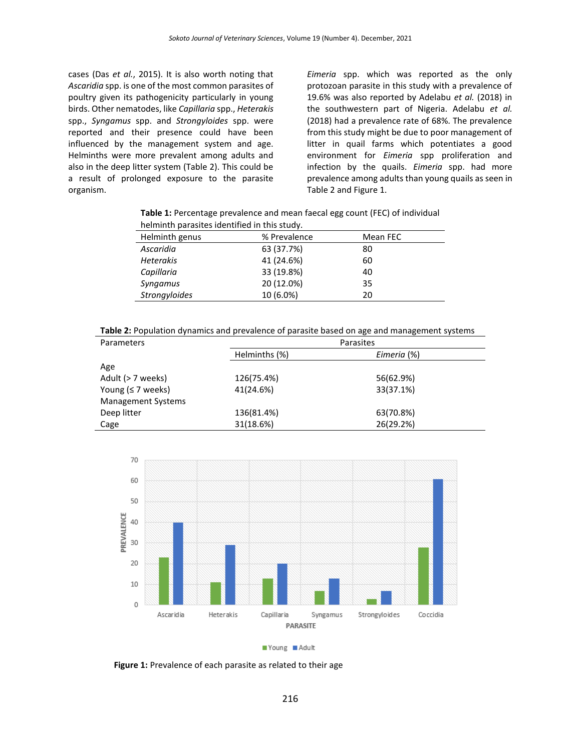cases (Das *et al.*, 2015). It is also worth noting that *Ascaridia* spp. is one of the most common parasites of poultry given its pathogenicity particularly in young birds. Other nematodes, like *Capillaria* spp., *Heterakis* spp., *Syngamus* spp. and *Strongyloides* spp. were reported and their presence could have been influenced by the management system and age. Helminths were more prevalent among adults and also in the deep litter system (Table 2). This could be a result of prolonged exposure to the parasite organism.

*Eimeria* spp. which was reported as the only protozoan parasite in this study with a prevalence of 19.6% was also reported by Adelabu *et al.* (2018) in the southwestern part of Nigeria. Adelabu *et al.* (2018) had a prevalence rate of 68%. The prevalence from this study might be due to poor management of litter in quail farms which potentiates a good environment for *Eimeria* spp proliferation and infection by the quails. *Eimeria* spp. had more prevalence among adults than young quails as seen in Table 2 and Figure 1.

**Table 1:** Percentage prevalence and mean faecal egg count (FEC) of individual helminth parasites identified in this study.

| Helminth genus | % Prevalence | Mean FEC |
|---|---|---|
| *Ascaridia* | 63 (37.7%) | 80 |
| *Heterakis* | 41 (24.6%) | 60 |
| *Capillaria* | 33 (19.8%) | 40 |
| *Syngamus* | 20 (12.0%) | 35 |
| *Strongyloides* | 10 (6.0%) | 20 |

**Table 2:** Population dynamics and prevalence of parasite based on age and management systems

| Parameters | Parasites | |
|---|---|---|
| | Helminths (%) | *Eimeria* (%) |
| Age | | |
| Adult (> 7 weeks) | 126(75.4%) | 56(62.9%) |
| Young (≤ 7 weeks) | 41(24.6%) | 33(37.1%) |
| Management Systems | | |
| Deep litter | 136(81.4%) | 63(70.8%) |
| Cage | 31(18.6%) | 26(29.2%) |

**Figure 1:** Prevalence of each parasite as related to their age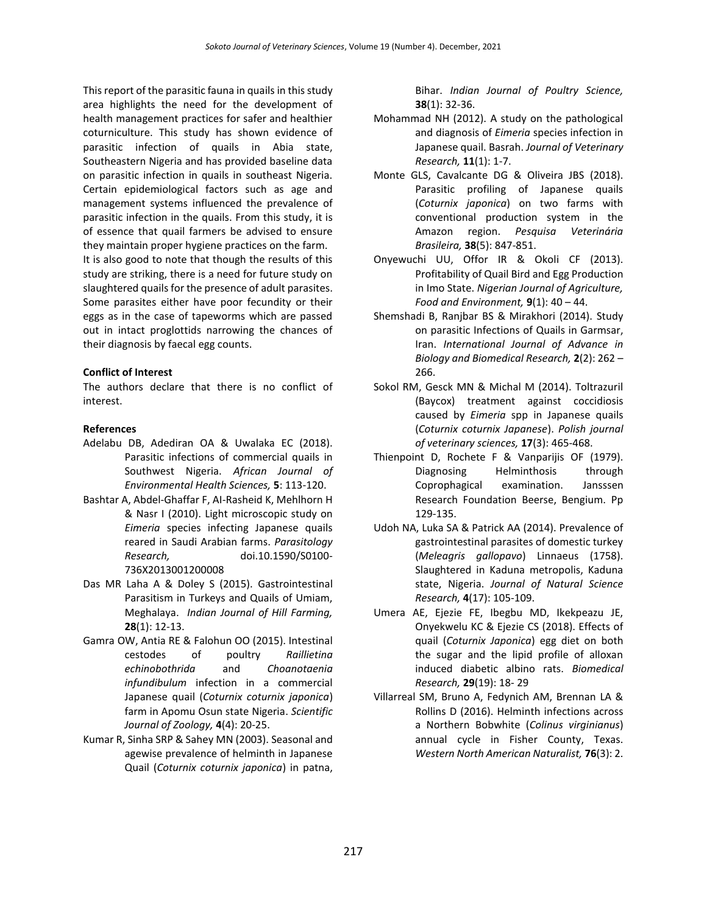This report of the parasitic fauna in quails in this study area highlights the need for the development of health management practices for safer and healthier coturniculture. This study has shown evidence of parasitic infection of quails in Abia state, Southeastern Nigeria and has provided baseline data on parasitic infection in quails in southeast Nigeria. Certain epidemiological factors such as age and management systems influenced the prevalence of parasitic infection in the quails. From this study, it is of essence that quail farmers be advised to ensure they maintain proper hygiene practices on the farm. It is also good to note that though the results of this study are striking, there is a need for future study on slaughtered quails for the presence of adult parasites. Some parasites either have poor fecundity or their eggs as in the case of tapeworms which are passed out in intact proglottids narrowing the chances of their diagnosis by faecal egg counts.

**Conflict of Interest**

The authors declare that there is no conflict of interest.

**References**

Adelabu DB, Adediran OA & Uwalaka EC (2018). Parasitic infections of commercial quails in Southwest Nigeria. *African Journal of Environmental Health Sciences,* **5**: 113-120.

Bashtar A, Abdel-Ghaffar F, AI-Rasheid K, Mehlhorn H & Nasr I (2010). Light microscopic study on *Eimeria* species infecting Japanese quails reared in Saudi Arabian farms. *Parasitology Research,* doi.10.1590/S0100-736X2013001200008

Das MR Laha A & Doley S (2015). Gastrointestinal Parasitism in Turkeys and Quails of Umiam, Meghalaya. *Indian Journal of Hill Farming,* **28**(1): 12-13.

Gamra OW, Antia RE & Falohun OO (2015). Intestinal cestodes of poultry *Raillietina echinobothrida* and *Choanotaenia infundibulum* infection in a commercial Japanese quail (*Coturnix coturnix japonica*) farm in Apomu Osun state Nigeria. *Scientific Journal of Zoology,* **4**(4): 20-25.

Kumar R, Sinha SRP & Sahey MN (2003). Seasonal and agewise prevalence of helminth in Japanese Quail (*Coturnix coturnix japonica*) in patna, Bihar. *Indian Journal of Poultry Science,* **38**(1): 32-36.

Mohammad NH (2012). A study on the pathological and diagnosis of *Eimeria* species infection in Japanese quail. Basrah. *Journal of Veterinary Research,* **11**(1): 1-7.

Monte GLS, Cavalcante DG & Oliveira JBS (2018). Parasitic profiling of Japanese quails (*Coturnix japonica*) on two farms with conventional production system in the Amazon region. *Pesquisa Veterinária Brasileira,* **38**(5): 847-851.

Onyewuchi UU, Offor IR & Okoli CF (2013). Profitability of Quail Bird and Egg Production in Imo State. *Nigerian Journal of Agriculture, Food and Environment,* **9**(1): 40 – 44.

Shemshadi B, Ranjbar BS & Mirakhori (2014). Study on parasitic Infections of Quails in Garmsar, Iran. *International Journal of Advance in Biology and Biomedical Research,* **2**(2): 262 – 266.

Sokol RM, Gesck MN & Michal M (2014). Toltrazuril (Baycox) treatment against coccidiosis caused by *Eimeria* spp in Japanese quails (*Coturnix coturnix Japanese*). *Polish journal of veterinary sciences,* **17**(3): 465-468.

Thienpoint D, Rochete F & Vanparijis OF (1979). Diagnosing Helminthosis through Coprophagical examination. Jansssen Research Foundation Beerse, Bengium. Pp 129-135.

Udoh NA, Luka SA & Patrick AA (2014). Prevalence of gastrointestinal parasites of domestic turkey (*Meleagris gallopavo*) Linnaeus (1758). Slaughtered in Kaduna metropolis, Kaduna state, Nigeria. *Journal of Natural Science Research,* **4**(17): 105-109.

Umera AE, Ejezie FE, Ibegbu MD, Ikekpeazu JE, Onyekwelu KC & Ejezie CS (2018). Effects of quail (*Coturnix Japonica*) egg diet on both the sugar and the lipid profile of alloxan induced diabetic albino rats. *Biomedical Research,* **29**(19): 18- 29

Villarreal SM, Bruno A, Fedynich AM, Brennan LA & Rollins D (2016). Helminth infections across a Northern Bobwhite (*Colinus virginianus*) annual cycle in Fisher County, Texas. *Western North American Naturalist,* **76**(3): 2.